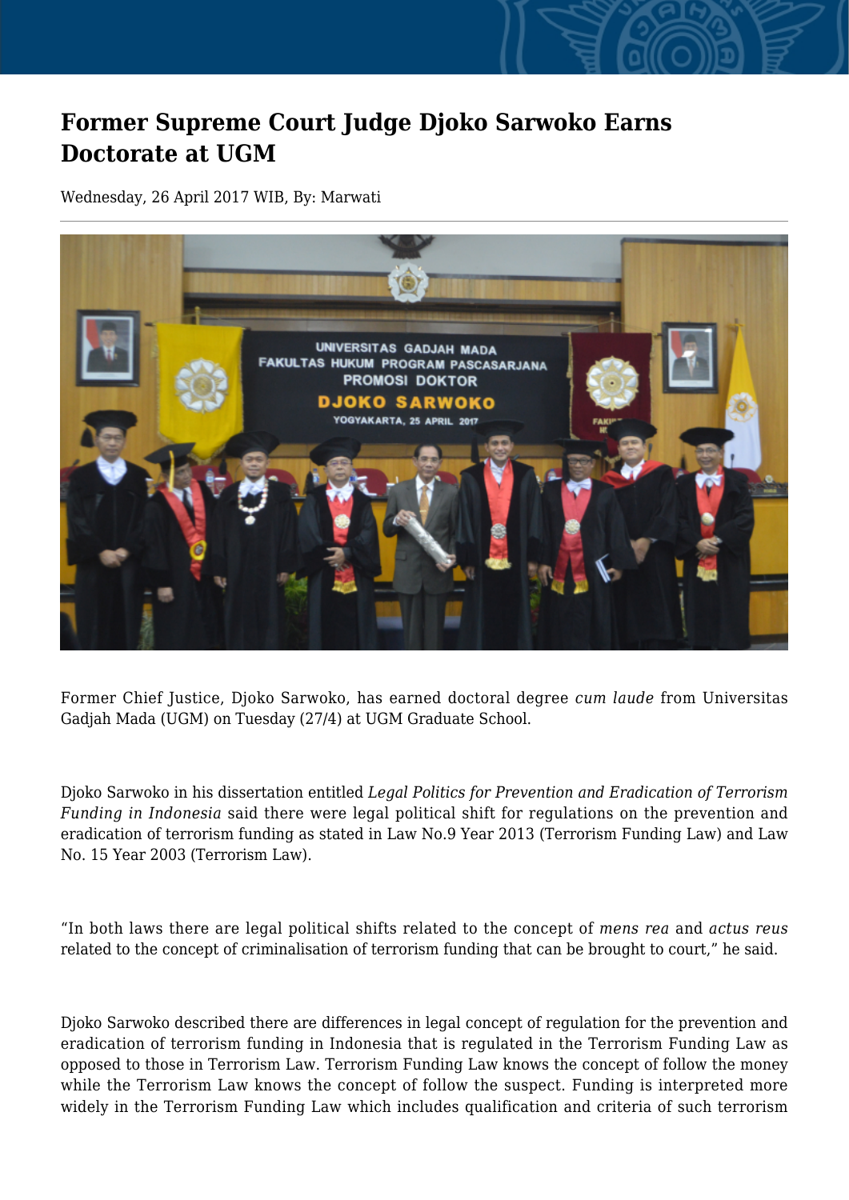# Former Supreme Court Judge Djoko Sarwoko Earns Doctorate at UGM

Wednesday, 26 April 2017 WIB, By: Marwati

Former Chief Justice, Djoko Sarwoko, has earned doctoral degree *cum laude* from Universitas Gadjah Mada (UGM) on Tuesday (27/4) at UGM Graduate School.

Djoko Sarwoko in his dissertation entitled *Legal Politics for Prevention and Eradication of Terrorism Funding in Indonesia* said there were legal political shift for regulations on the prevention and eradication of terrorism funding as stated in Law No.9 Year 2013 (Terrorism Funding Law) and Law No. 15 Year 2003 (Terrorism Law).

"In both laws there are legal political shifts related to the concept of *mens rea* and *actus reus* related to the concept of criminalisation of terrorism funding that can be brought to court," he said.

Djoko Sarwoko described there are differences in legal concept of regulation for the prevention and eradication of terrorism funding in Indonesia that is regulated in the Terrorism Funding Law as opposed to those in Terrorism Law. Terrorism Funding Law knows the concept of follow the money while the Terrorism Law knows the concept of follow the suspect. Funding is interpreted more widely in the Terrorism Funding Law which includes qualification and criteria of such terrorism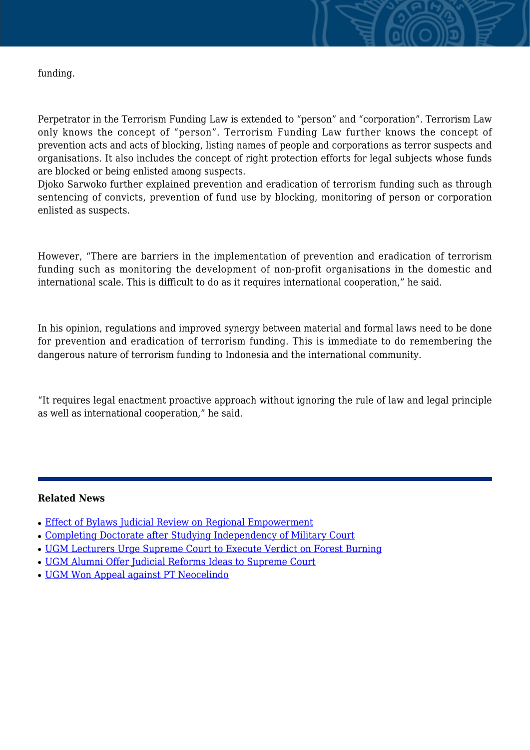funding.

Perpetrator in the Terrorism Funding Law is extended to "person" and "corporation". Terrorism Law only knows the concept of "person". Terrorism Funding Law further knows the concept of prevention acts and acts of blocking, listing names of people and corporations as terror suspects and organisations. It also includes the concept of right protection efforts for legal subjects whose funds are blocked or being enlisted among suspects.
Djoko Sarwoko further explained prevention and eradication of terrorism funding such as through sentencing of convicts, prevention of fund use by blocking, monitoring of person or corporation enlisted as suspects.

However, "There are barriers in the implementation of prevention and eradication of terrorism funding such as monitoring the development of non-profit organisations in the domestic and international scale. This is difficult to do as it requires international cooperation," he said.

In his opinion, regulations and improved synergy between material and formal laws need to be done for prevention and eradication of terrorism funding. This is immediate to do remembering the dangerous nature of terrorism funding to Indonesia and the international community.

"It requires legal enactment proactive approach without ignoring the rule of law and legal principle as well as international cooperation," he said.

---

**Related News**

- Effect of Bylaws Judicial Review on Regional Empowerment
- Completing Doctorate after Studying Independency of Military Court
- UGM Lecturers Urge Supreme Court to Execute Verdict on Forest Burning
- UGM Alumni Offer Judicial Reforms Ideas to Supreme Court
- UGM Won Appeal against PT Neocelindo